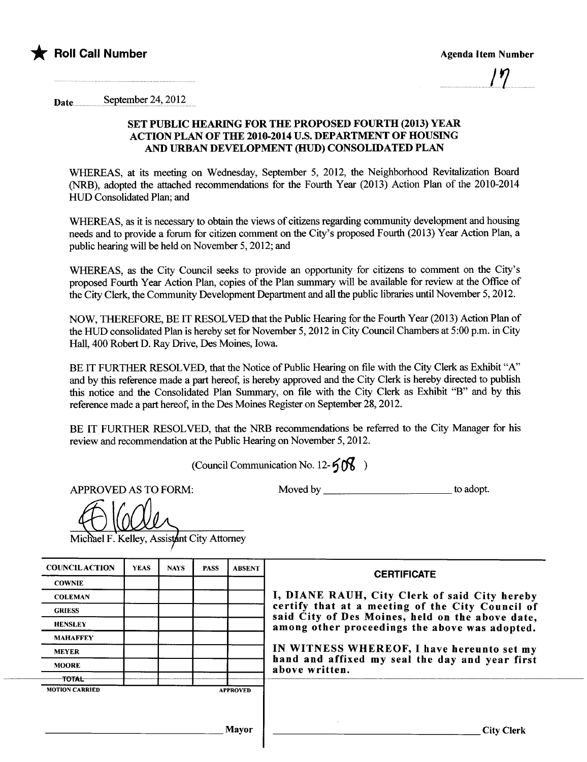★ **Roll Call Number**

**Agenda Item Number**

17

Date September 24, 2012

### SET PUBLIC HEARING FOR THE PROPOSED FOURTH (2013) YEAR ACTION PLAN OF THE 2010-2014 U.S. DEPARTMENT OF HOUSING AND URBAN DEVELOPMENT (HUD) CONSOLIDATED PLAN

WHEREAS, at its meeting on Wednesday, September 5, 2012, the Neighborhood Revitalization Board (NRB), adopted the attached recommendations for the Fourth Year (2013) Action Plan of the 2010-2014 HUD Consolidated Plan; and

WHEREAS, as it is necessary to obtain the views of citizens regarding community development and housing needs and to provide a forum for citizen comment on the City's proposed Fourth (2013) Year Action Plan, a public hearing will be held on November 5, 2012; and

WHEREAS, as the City Council seeks to provide an opportunity for citizens to comment on the City's proposed Fourth Year Action Plan, copies of the Plan summary will be available for review at the Office of the City Clerk, the Community Development Department and all the public libraries until November 5, 2012.

NOW, THEREFORE, BE IT RESOLVED that the Public Hearing for the Fourth Year (2013) Action Plan of the HUD consolidated Plan is hereby set for November 5, 2012 in City Council Chambers at 5:00 p.m. in City Hall, 400 Robert D. Ray Drive, Des Moines, Iowa.

BE IT FURTHER RESOLVED, that the Notice of Public Hearing on file with the City Clerk as Exhibit "A" and by this reference made a part hereof, is hereby approved and the City Clerk is hereby directed to publish this notice and the Consolidated Plan Summary, on file with the City Clerk as Exhibit "B" and by this reference made a part hereof, in the Des Moines Register on September 28, 2012.

BE IT FURTHER RESOLVED, that the NRB recommendations be referred to the City Manager for his review and recommendation at the Public Hearing on November 5, 2012.

(Council Communication No. 12-508 )

APPROVED AS TO FORM:

Moved by \_\_\_\_\_\_\_\_\_\_\_\_\_\_\_\_\_\_\_\_ to adopt.

Michael F. Kelley, Assistant City Attorney

| COUNCIL ACTION | YEAS | NAYS | PASS | ABSENT |
|---|---|---|---|---|
| COWNIE | | | | |
| COLEMAN | | | | |
| GRIESS | | | | |
| HENSLEY | | | | |
| MAHAFFEY | | | | |
| MEYER | | | | |
| MOORE | | | | |
| TOTAL | | | | |

MOTION CARRIED APPROVED

\_\_\_\_\_\_\_\_\_\_\_\_\_\_\_\_\_\_\_\_ Mayor

**CERTIFICATE**

**I, DIANE RAUH, City Clerk of said City hereby certify that at a meeting of the City Council of said City of Des Moines, held on the above date, among other proceedings the above was adopted.**

**IN WITNESS WHEREOF, I have hereunto set my hand and affixed my seal the day and year first above written.**

\_\_\_\_\_\_\_\_\_\_\_\_\_\_\_\_\_\_\_\_ City Clerk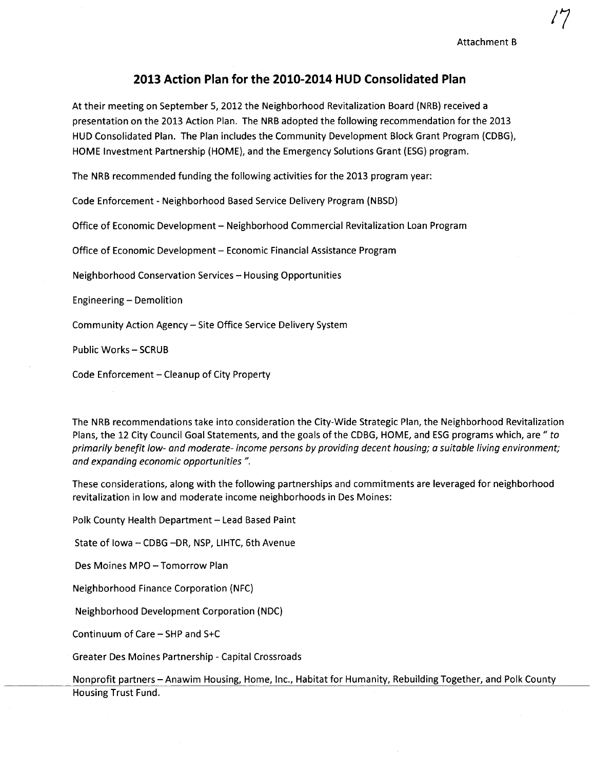Attachment B

# 2013 Action Plan for the 2010-2014 HUD Consolidated Plan

At their meeting on September 5, 2012 the Neighborhood Revitalization Board (NRB) received a presentation on the 2013 Action Plan. The NRB adopted the following recommendation for the 2013 HUD Consolidated Plan. The Plan includes the Community Development Block Grant Program (CDBG), HOME Investment Partnership (HOME), and the Emergency Solutions Grant (ESG) program.

The NRB recommended funding the following activities for the 2013 program year:

Code Enforcement - Neighborhood Based Service Delivery Program (NBSD)

Office of Economic Development – Neighborhood Commercial Revitalization Loan Program

Office of Economic Development – Economic Financial Assistance Program

Neighborhood Conservation Services – Housing Opportunities

Engineering – Demolition

Community Action Agency – Site Office Service Delivery System

Public Works – SCRUB

Code Enforcement – Cleanup of City Property

The NRB recommendations take into consideration the City-Wide Strategic Plan, the Neighborhood Revitalization Plans, the 12 City Council Goal Statements, and the goals of the CDBG, HOME, and ESG programs which, are "*to primarily benefit low- and moderate- income persons by providing decent housing; a suitable living environment; and expanding economic opportunities* ".

These considerations, along with the following partnerships and commitments are leveraged for neighborhood revitalization in low and moderate income neighborhoods in Des Moines:

Polk County Health Department – Lead Based Paint

State of Iowa – CDBG –DR, NSP, LIHTC, 6th Avenue

Des Moines MPO – Tomorrow Plan

Neighborhood Finance Corporation (NFC)

Neighborhood Development Corporation (NDC)

Continuum of Care – SHP and S+C

Greater Des Moines Partnership - Capital Crossroads

Nonprofit partners – Anawim Housing, Home, Inc., Habitat for Humanity, Rebuilding Together, and Polk County Housing Trust Fund.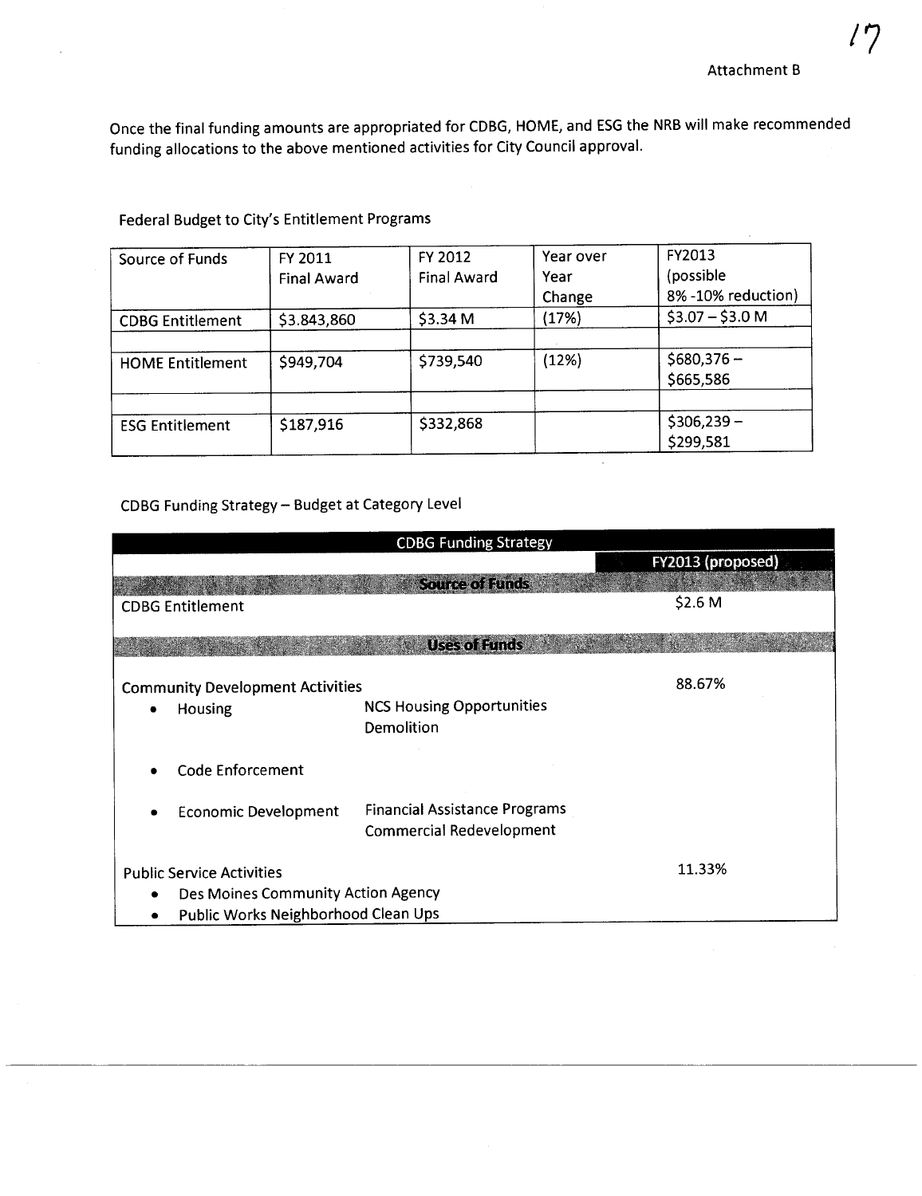Attachment B

Once the final funding amounts are appropriated for CDBG, HOME, and ESG the NRB will make recommended funding allocations to the above mentioned activities for City Council approval.

Federal Budget to City's Entitlement Programs

| Source of Funds | FY 2011 Final Award | FY 2012 Final Award | Year over Year Change | FY2013 (possible 8% -10% reduction) |
|---|---|---|---|---|
| CDBG Entitlement | $3.843,860 | $3.34 M | (17%) | $3.07 – $3.0 M |
| | | | | |
| HOME Entitlement | $949,704 | $739,540 | (12%) | $680,376 – $665,586 |
| | | | | |
| ESG Entitlement | $187,916 | $332,868 | | $306,239 – $299,581 |

CDBG Funding Strategy – Budget at Category Level

| CDBG Funding Strategy | | |
|---|---|---|
| | | FY2013 (proposed) |
| **Source of Funds** | | |
| CDBG Entitlement | | $2.6 M |
| **Uses of Funds** | | |
| Community Development Activities | | 88.67% |
| • Housing | NCS Housing Opportunities<br>Demolition | |
| • Code Enforcement | | |
| • Economic Development | Financial Assistance Programs<br>Commercial Redevelopment | |
| Public Service Activities<br>• Des Moines Community Action Agency<br>• Public Works Neighborhood Clean Ups | | 11.33% |